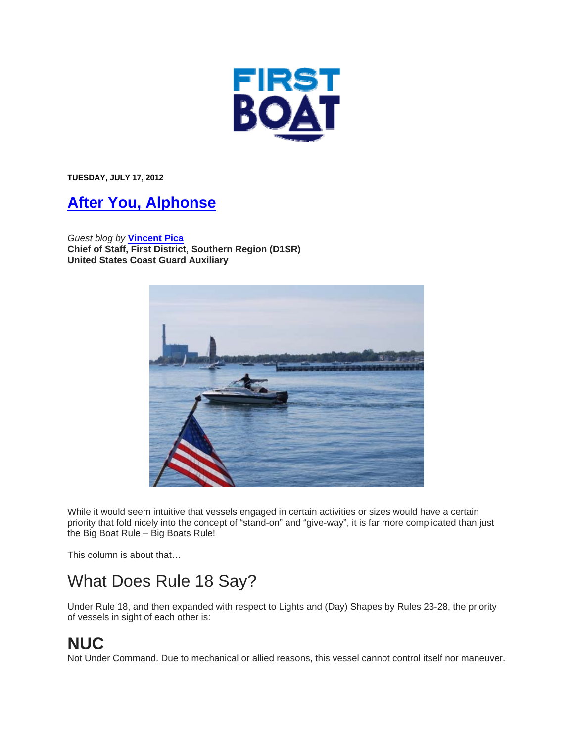FIRST BOAT

**TUESDAY, JULY 17, 2012**

# [After You, Alphonse]

*Guest blog by* **[Vincent Pica]**
**Chief of Staff, First District, Southern Region (D1SR)**
**United States Coast Guard Auxiliary**

While it would seem intuitive that vessels engaged in certain activities or sizes would have a certain priority that fold nicely into the concept of "stand-on" and "give-way", it is far more complicated than just the Big Boat Rule – Big Boats Rule!

This column is about that…

## What Does Rule 18 Say?

Under Rule 18, and then expanded with respect to Lights and (Day) Shapes by Rules 23-28, the priority of vessels in sight of each other is:

# NUC

Not Under Command. Due to mechanical or allied reasons, this vessel cannot control itself nor maneuver.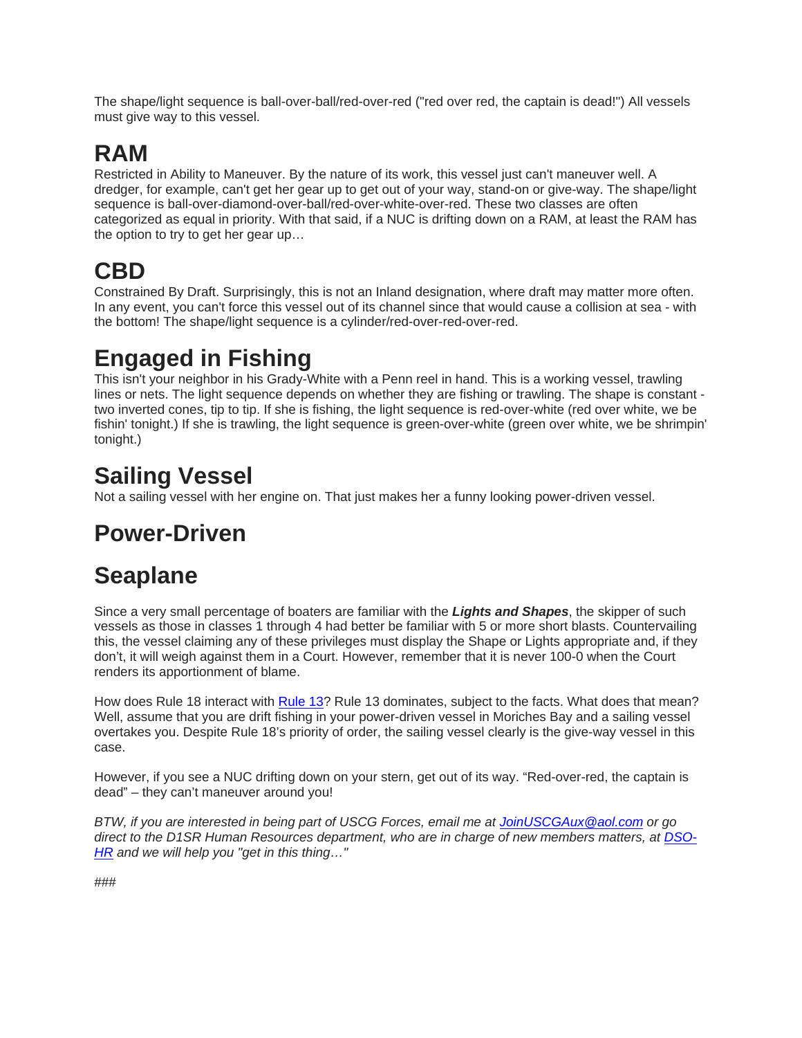The shape/light sequence is ball-over-ball/red-over-red ("red over red, the captain is dead!") All vessels must give way to this vessel.

# RAM

Restricted in Ability to Maneuver. By the nature of its work, this vessel just can't maneuver well. A dredger, for example, can't get her gear up to get out of your way, stand-on or give-way. The shape/light sequence is ball-over-diamond-over-ball/red-over-white-over-red. These two classes are often categorized as equal in priority. With that said, if a NUC is drifting down on a RAM, at least the RAM has the option to try to get her gear up…

# CBD

Constrained By Draft. Surprisingly, this is not an Inland designation, where draft may matter more often. In any event, you can't force this vessel out of its channel since that would cause a collision at sea - with the bottom! The shape/light sequence is a cylinder/red-over-red-over-red.

# Engaged in Fishing

This isn't your neighbor in his Grady-White with a Penn reel in hand. This is a working vessel, trawling lines or nets. The light sequence depends on whether they are fishing or trawling. The shape is constant - two inverted cones, tip to tip. If she is fishing, the light sequence is red-over-white (red over white, we be fishin' tonight.) If she is trawling, the light sequence is green-over-white (green over white, we be shrimpin' tonight.)

# Sailing Vessel

Not a sailing vessel with her engine on. That just makes her a funny looking power-driven vessel.

# Power-Driven

# Seaplane

Since a very small percentage of boaters are familiar with the ***Lights and Shapes***, the skipper of such vessels as those in classes 1 through 4 had better be familiar with 5 or more short blasts. Countervailing this, the vessel claiming any of these privileges must display the Shape or Lights appropriate and, if they don't, it will weigh against them in a Court. However, remember that it is never 100-0 when the Court renders its apportionment of blame.

How does Rule 18 interact with Rule 13? Rule 13 dominates, subject to the facts. What does that mean? Well, assume that you are drift fishing in your power-driven vessel in Moriches Bay and a sailing vessel overtakes you. Despite Rule 18's priority of order, the sailing vessel clearly is the give-way vessel in this case.

However, if you see a NUC drifting down on your stern, get out of its way. "Red-over-red, the captain is dead" – they can't maneuver around you!

*BTW, if you are interested in being part of USCG Forces, email me at JoinUSCGAux@aol.com or go direct to the D1SR Human Resources department, who are in charge of new members matters, at DSO-HR and we will help you "get in this thing…"*

###